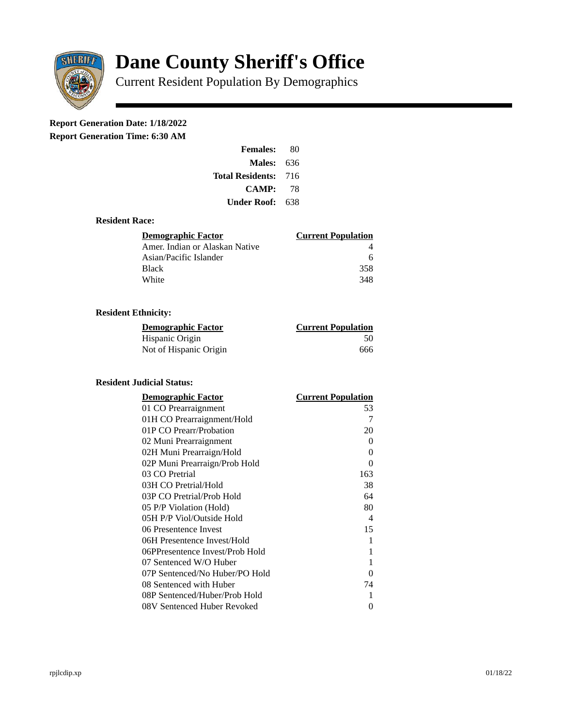# Dane County Sheriff's Office

Current Resident Population By Demographics

**Report Generation Date: 1/18/2022**

**Report Generation Time: 6:30 AM**

| | |
|---|---|
| **Females:** | 80 |
| **Males:** | 636 |
| **Total Residents:** | 716 |
| **CAMP:** | 78 |
| **Under Roof:** | 638 |

### Resident Race:

| Demographic Factor | Current Population |
|---|---|
| Amer. Indian or Alaskan Native | 4 |
| Asian/Pacific Islander | 6 |
| Black | 358 |
| White | 348 |

### Resident Ethnicity:

| Demographic Factor | Current Population |
|---|---|
| Hispanic Origin | 50 |
| Not of Hispanic Origin | 666 |

### Resident Judicial Status:

| Demographic Factor | Current Population |
|---|---|
| 01 CO Prearraignment | 53 |
| 01H CO Prearraignment/Hold | 7 |
| 01P CO Prearr/Probation | 20 |
| 02 Muni Prearraignment | 0 |
| 02H Muni Prearraign/Hold | 0 |
| 02P Muni Prearraign/Prob Hold | 0 |
| 03 CO Pretrial | 163 |
| 03H CO Pretrial/Hold | 38 |
| 03P CO Pretrial/Prob Hold | 64 |
| 05 P/P Violation (Hold) | 80 |
| 05H P/P Viol/Outside Hold | 4 |
| 06 Presentence Invest | 15 |
| 06H Presentence Invest/Hold | 1 |
| 06PPresentence Invest/Prob Hold | 1 |
| 07 Sentenced W/O Huber | 1 |
| 07P Sentenced/No Huber/PO Hold | 0 |
| 08 Sentenced with Huber | 74 |
| 08P Sentenced/Huber/Prob Hold | 1 |
| 08V Sentenced Huber Revoked | 0 |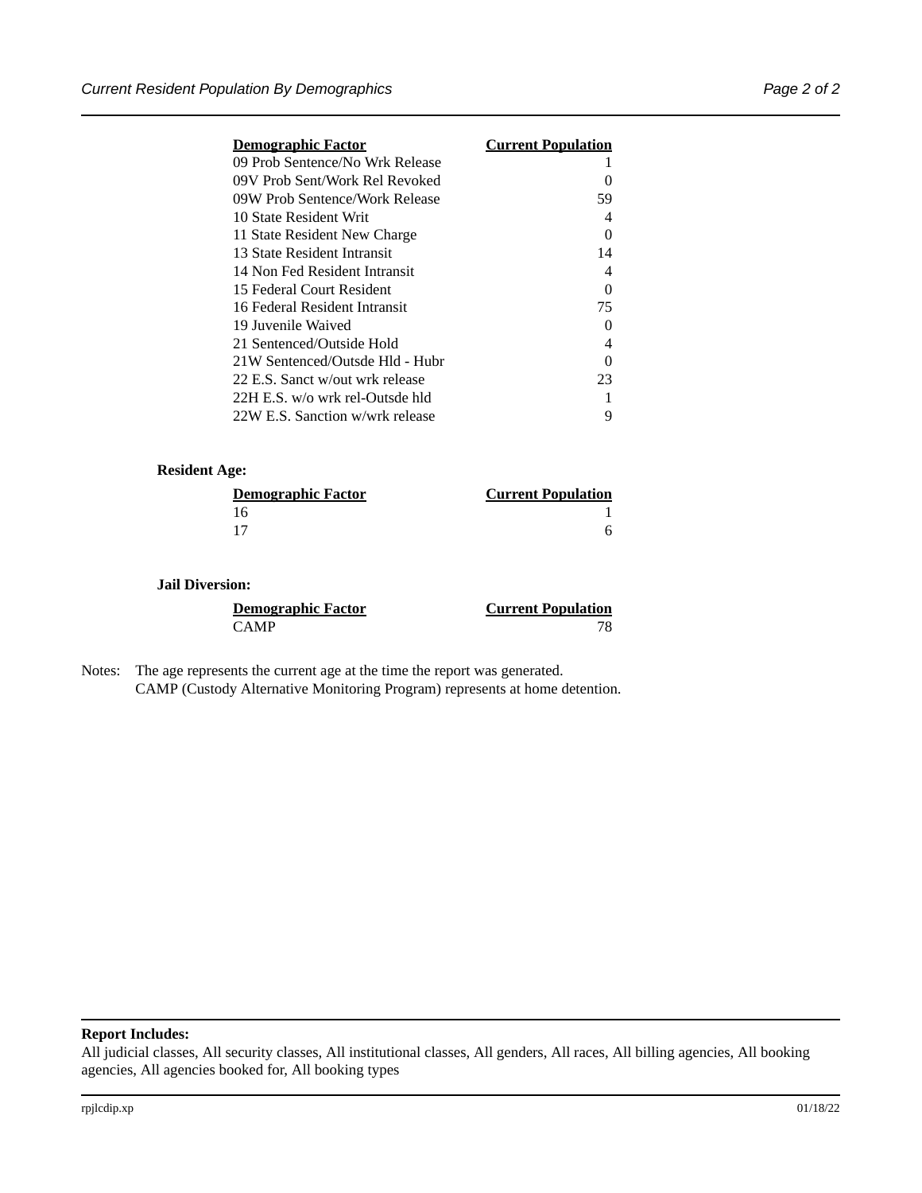| Demographic Factor | Current Population |
|---|---|
| 09 Prob Sentence/No Wrk Release | 1 |
| 09V Prob Sent/Work Rel Revoked | 0 |
| 09W Prob Sentence/Work Release | 59 |
| 10 State Resident Writ | 4 |
| 11 State Resident New Charge | 0 |
| 13 State Resident Intransit | 14 |
| 14 Non Fed Resident Intransit | 4 |
| 15 Federal Court Resident | 0 |
| 16 Federal Resident Intransit | 75 |
| 19 Juvenile Waived | 0 |
| 21 Sentenced/Outside Hold | 4 |
| 21W Sentenced/Outsde Hld - Hubr | 0 |
| 22 E.S. Sanct w/out wrk release | 23 |
| 22H E.S. w/o wrk rel-Outsde hld | 1 |
| 22W E.S. Sanction w/wrk release | 9 |

**Resident Age:**

| Demographic Factor | Current Population |
|---|---|
| 16 | 1 |
| 17 | 6 |

**Jail Diversion:**

| Demographic Factor | Current Population |
|---|---|
| CAMP | 78 |

Notes: The age represents the current age at the time the report was generated.
CAMP (Custody Alternative Monitoring Program) represents at home detention.

**Report Includes:**

All judicial classes, All security classes, All institutional classes, All genders, All races, All billing agencies, All booking agencies, All agencies booked for, All booking types

rpjlcdip.xp 01/18/22